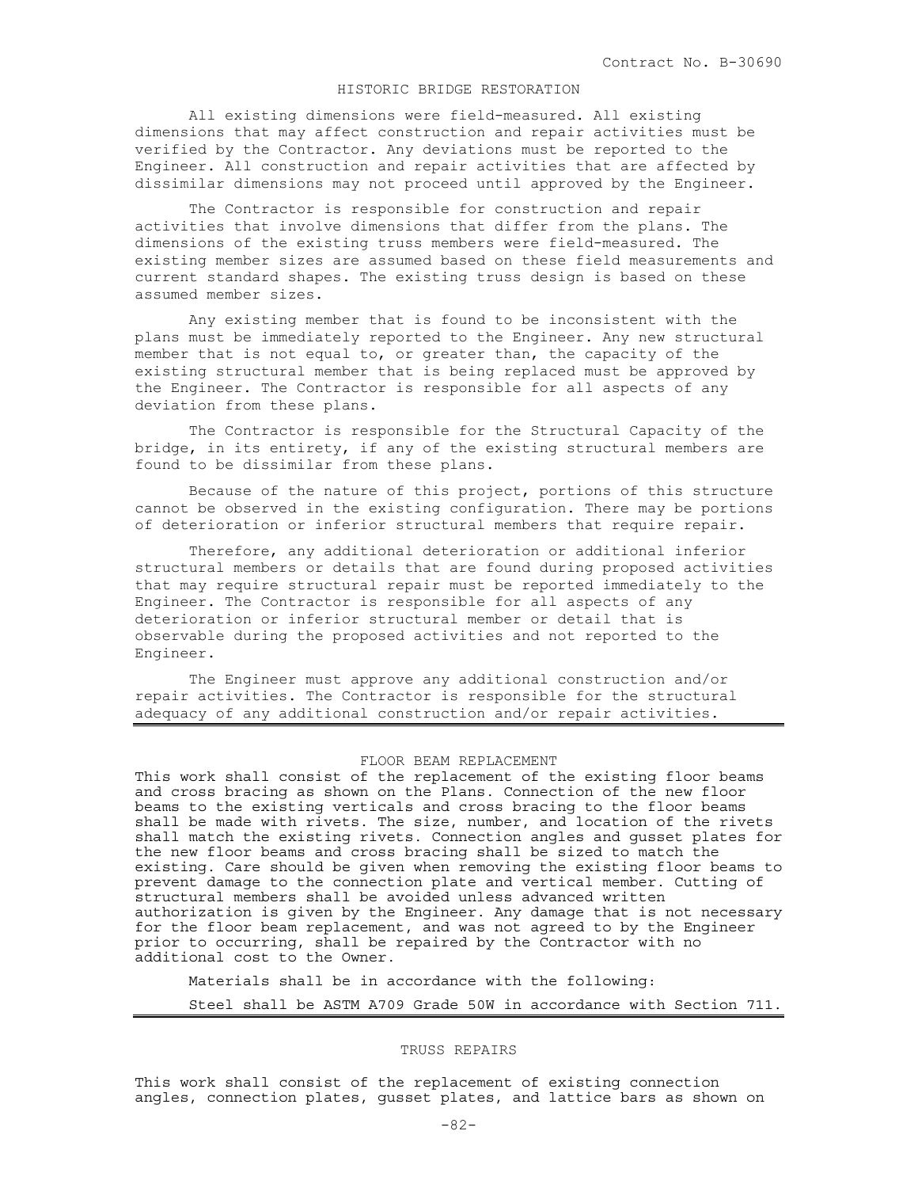## HISTORIC BRIDGE RESTORATION

All existing dimensions were field-measured. All existing dimensions that may affect construction and repair activities must be verified by the Contractor. Any deviations must be reported to the Engineer. All construction and repair activities that are affected by dissimilar dimensions may not proceed until approved by the Engineer.

The Contractor is responsible for construction and repair activities that involve dimensions that differ from the plans. The dimensions of the existing truss members were field-measured. The existing member sizes are assumed based on these field measurements and current standard shapes. The existing truss design is based on these assumed member sizes.

Any existing member that is found to be inconsistent with the plans must be immediately reported to the Engineer. Any new structural member that is not equal to, or greater than, the capacity of the existing structural member that is being replaced must be approved by the Engineer. The Contractor is responsible for all aspects of any deviation from these plans.

The Contractor is responsible for the Structural Capacity of the bridge, in its entirety, if any of the existing structural members are found to be dissimilar from these plans.

Because of the nature of this project, portions of this structure cannot be observed in the existing configuration. There may be portions of deterioration or inferior structural members that require repair.

Therefore, any additional deterioration or additional inferior structural members or details that are found during proposed activities that may require structural repair must be reported immediately to the Engineer. The Contractor is responsible for all aspects of any deterioration or inferior structural member or detail that is observable during the proposed activities and not reported to the Engineer.

The Engineer must approve any additional construction and/or repair activities. The Contractor is responsible for the structural adequacy of any additional construction and/or repair activities.

---

## FLOOR BEAM REPLACEMENT

This work shall consist of the replacement of the existing floor beams and cross bracing as shown on the Plans. Connection of the new floor beams to the existing verticals and cross bracing to the floor beams shall be made with rivets. The size, number, and location of the rivets shall match the existing rivets. Connection angles and gusset plates for the new floor beams and cross bracing shall be sized to match the existing. Care should be given when removing the existing floor beams to prevent damage to the connection plate and vertical member. Cutting of structural members shall be avoided unless advanced written authorization is given by the Engineer. Any damage that is not necessary for the floor beam replacement, and was not agreed to by the Engineer prior to occurring, shall be repaired by the Contractor with no additional cost to the Owner.

Materials shall be in accordance with the following:

Steel shall be ASTM A709 Grade 50W in accordance with Section 711.

---

## TRUSS REPAIRS

This work shall consist of the replacement of existing connection angles, connection plates, gusset plates, and lattice bars as shown on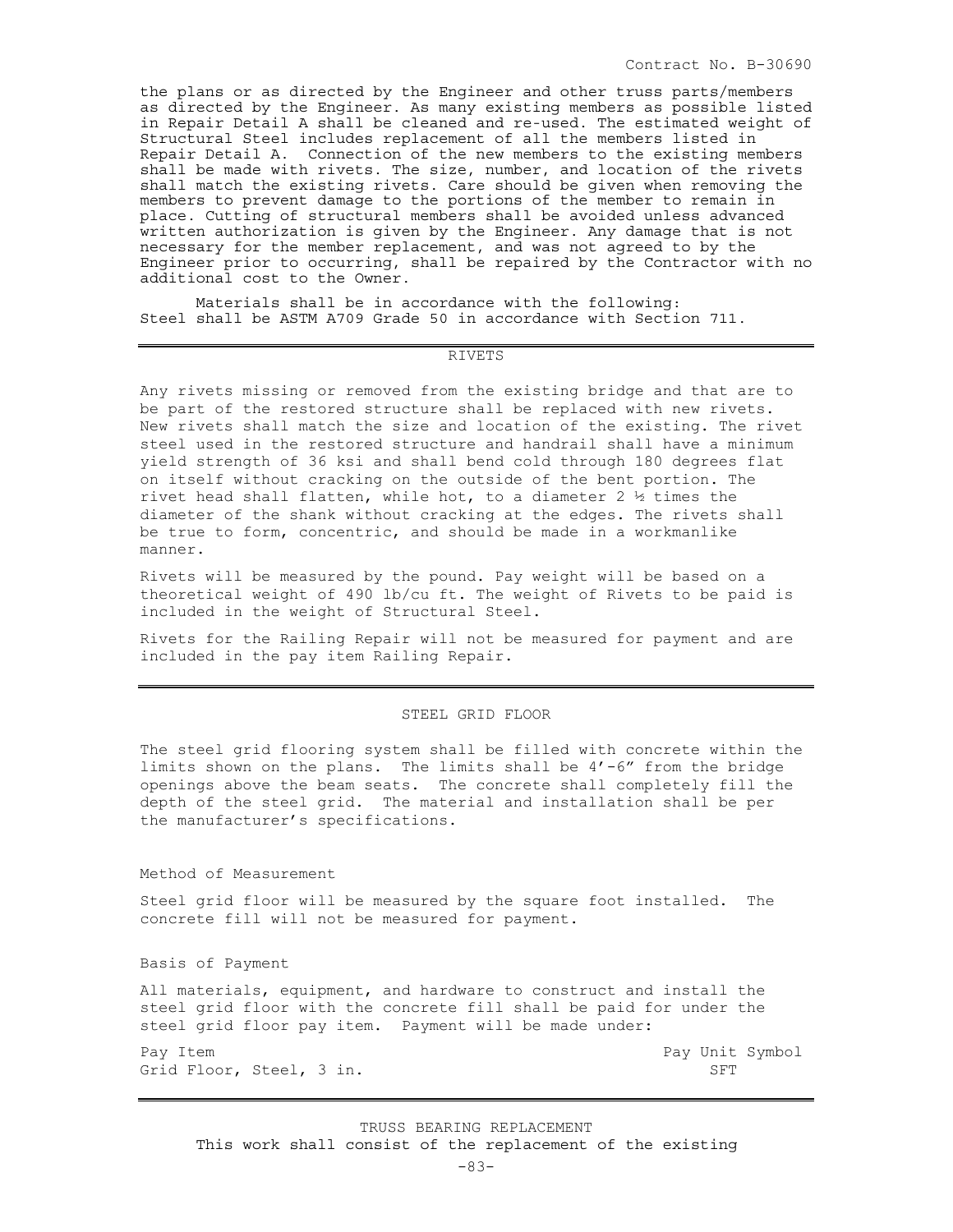the plans or as directed by the Engineer and other truss parts/members as directed by the Engineer. As many existing members as possible listed in Repair Detail A shall be cleaned and re-used. The estimated weight of Structural Steel includes replacement of all the members listed in Repair Detail A. Connection of the new members to the existing members shall be made with rivets. The size, number, and location of the rivets shall match the existing rivets. Care should be given when removing the members to prevent damage to the portions of the member to remain in place. Cutting of structural members shall be avoided unless advanced written authorization is given by the Engineer. Any damage that is not necessary for the member replacement, and was not agreed to by the Engineer prior to occurring, shall be repaired by the Contractor with no additional cost to the Owner.

Materials shall be in accordance with the following:
Steel shall be ASTM A709 Grade 50 in accordance with Section 711.

## RIVETS

Any rivets missing or removed from the existing bridge and that are to be part of the restored structure shall be replaced with new rivets. New rivets shall match the size and location of the existing. The rivet steel used in the restored structure and handrail shall have a minimum yield strength of 36 ksi and shall bend cold through 180 degrees flat on itself without cracking on the outside of the bent portion. The rivet head shall flatten, while hot, to a diameter 2 ½ times the diameter of the shank without cracking at the edges. The rivets shall be true to form, concentric, and should be made in a workmanlike manner.

Rivets will be measured by the pound. Pay weight will be based on a theoretical weight of 490 lb/cu ft. The weight of Rivets to be paid is included in the weight of Structural Steel.

Rivets for the Railing Repair will not be measured for payment and are included in the pay item Railing Repair.

## STEEL GRID FLOOR

The steel grid flooring system shall be filled with concrete within the limits shown on the plans. The limits shall be 4'-6" from the bridge openings above the beam seats. The concrete shall completely fill the depth of the steel grid. The material and installation shall be per the manufacturer's specifications.

### Method of Measurement

Steel grid floor will be measured by the square foot installed. The concrete fill will not be measured for payment.

### Basis of Payment

All materials, equipment, and hardware to construct and install the steel grid floor with the concrete fill shall be paid for under the steel grid floor pay item. Payment will be made under:

| Pay Item | Pay Unit Symbol |
|---|---|
| Grid Floor, Steel, 3 in. | SFT |

## TRUSS BEARING REPLACEMENT

This work shall consist of the replacement of the existing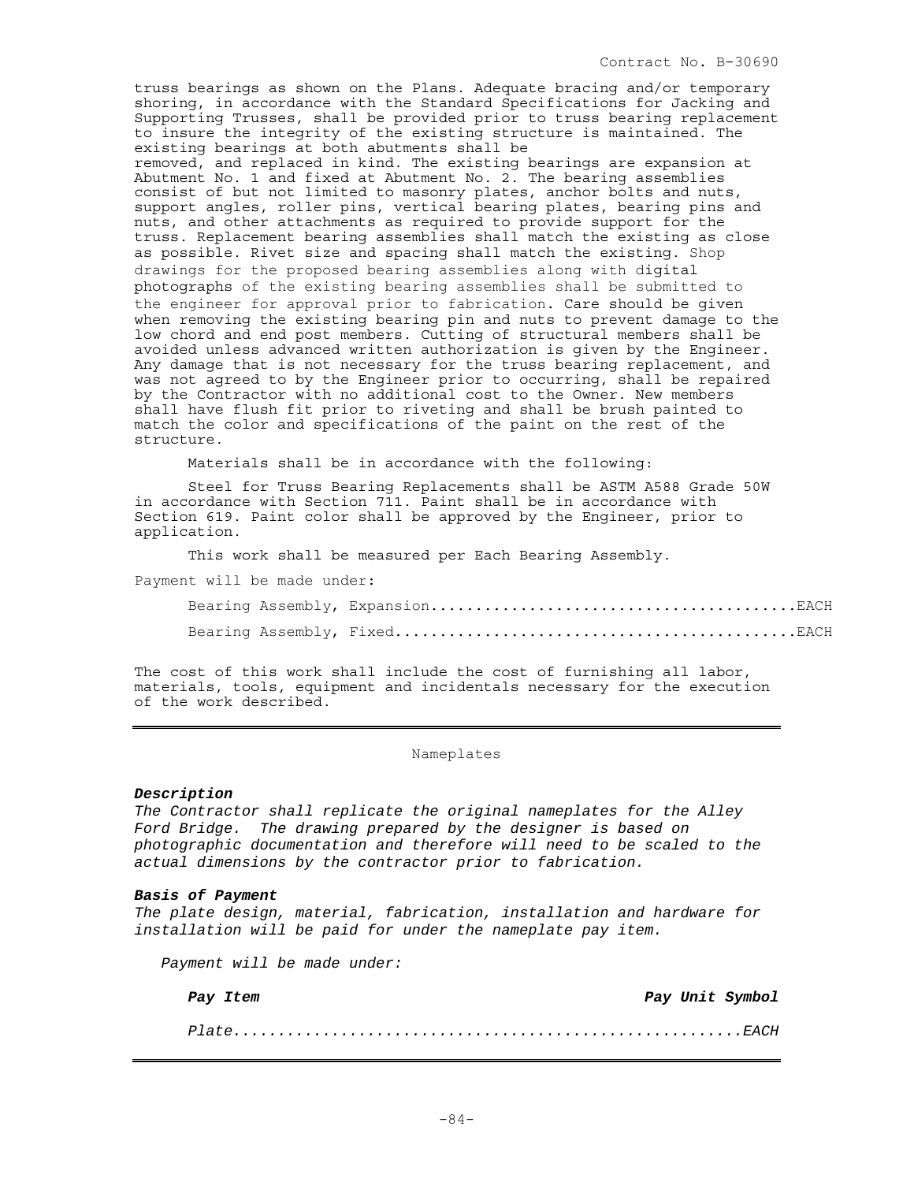truss bearings as shown on the Plans. Adequate bracing and/or temporary shoring, in accordance with the Standard Specifications for Jacking and Supporting Trusses, shall be provided prior to truss bearing replacement to insure the integrity of the existing structure is maintained. The existing bearings at both abutments shall be removed, and replaced in kind. The existing bearings are expansion at Abutment No. 1 and fixed at Abutment No. 2. The bearing assemblies consist of but not limited to masonry plates, anchor bolts and nuts, support angles, roller pins, vertical bearing plates, bearing pins and nuts, and other attachments as required to provide support for the truss. Replacement bearing assemblies shall match the existing as close as possible. Rivet size and spacing shall match the existing. Shop drawings for the proposed bearing assemblies along with digital photographs of the existing bearing assemblies shall be submitted to the engineer for approval prior to fabrication. Care should be given when removing the existing bearing pin and nuts to prevent damage to the low chord and end post members. Cutting of structural members shall be avoided unless advanced written authorization is given by the Engineer. Any damage that is not necessary for the truss bearing replacement, and was not agreed to by the Engineer prior to occurring, shall be repaired by the Contractor with no additional cost to the Owner. New members shall have flush fit prior to riveting and shall be brush painted to match the color and specifications of the paint on the rest of the structure.

Materials shall be in accordance with the following:

Steel for Truss Bearing Replacements shall be ASTM A588 Grade 50W in accordance with Section 711. Paint shall be in accordance with Section 619. Paint color shall be approved by the Engineer, prior to application.

This work shall be measured per Each Bearing Assembly.

Payment will be made under:

Bearing Assembly, Expansion........................................EACH

Bearing Assembly, Fixed............................................EACH

The cost of this work shall include the cost of furnishing all labor, materials, tools, equipment and incidentals necessary for the execution of the work described.

---

## Nameplates

***Description***

*The Contractor shall replicate the original nameplates for the Alley Ford Bridge. The drawing prepared by the designer is based on photographic documentation and therefore will need to be scaled to the actual dimensions by the contractor prior to fabrication.*

***Basis of Payment***

*The plate design, material, fabrication, installation and hardware for installation will be paid for under the nameplate pay item.*

*Payment will be made under:*

| ***Pay Item*** | ***Pay Unit Symbol*** |
|---|---|
| *Plate* | *EACH* |